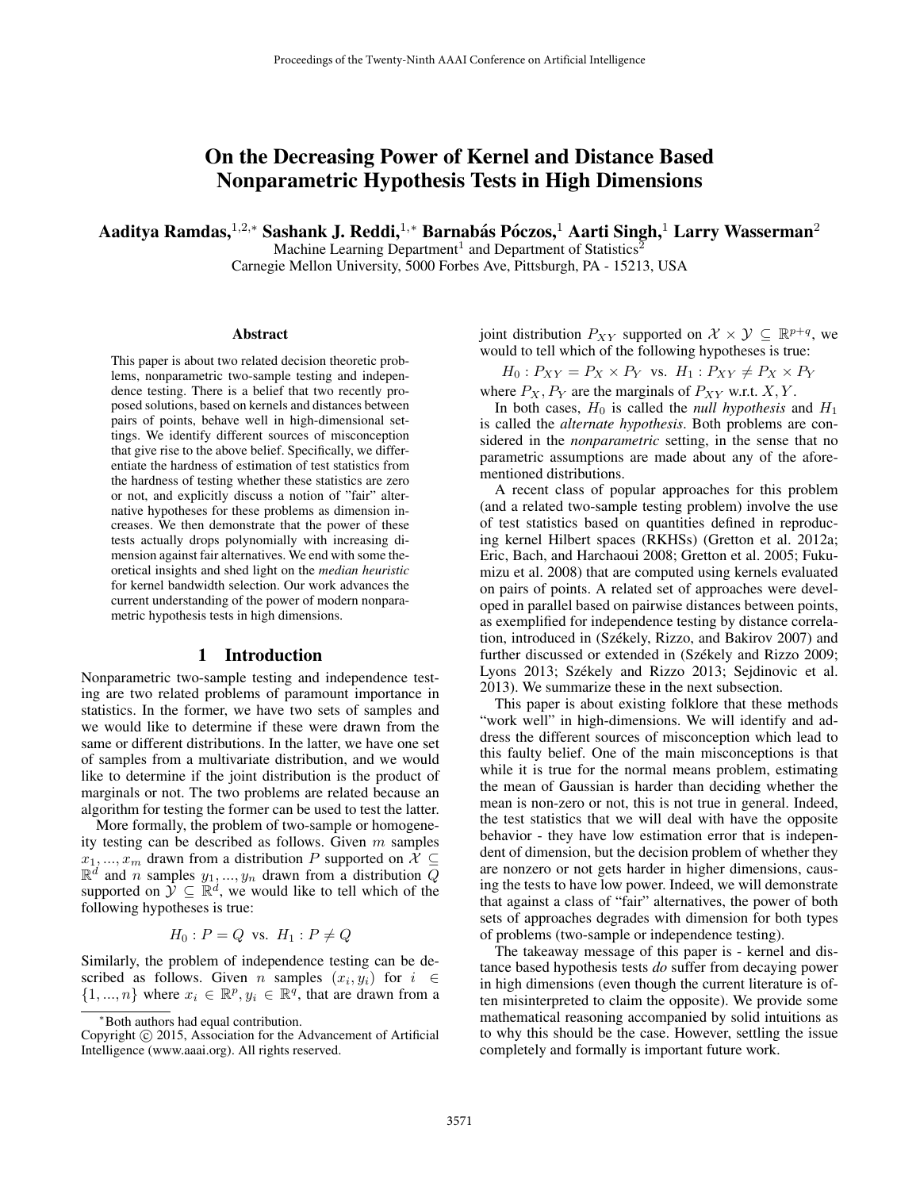# On the Decreasing Power of Kernel and Distance Based Nonparametric Hypothesis Tests in High Dimensions

**Aaditya Ramdas,**[1,2,*] **Sashank J. Reddi,**[1,*] **Barnabás Póczos,**[1] **Aarti Singh,**[1] **Larry Wasserman**[2]

Machine Learning Department[1] and Department of Statistics[2]
Carnegie Mellon University, 5000 Forbes Ave, Pittsburgh, PA - 15213, USA

### Abstract

This paper is about two related decision theoretic problems, nonparametric two-sample testing and independence testing. There is a belief that two recently proposed solutions, based on kernels and distances between pairs of points, behave well in high-dimensional settings. We identify different sources of misconception that give rise to the above belief. Specifically, we differentiate the hardness of estimation of test statistics from the hardness of testing whether these statistics are zero or not, and explicitly discuss a notion of "fair" alternative hypotheses for these problems as dimension increases. We then demonstrate that the power of these tests actually drops polynomially with increasing dimension against fair alternatives. We end with some theoretical insights and shed light on the *median heuristic* for kernel bandwidth selection. Our work advances the current understanding of the power of modern nonparametric hypothesis tests in high dimensions.

## 1 Introduction

Nonparametric two-sample testing and independence testing are two related problems of paramount importance in statistics. In the former, we have two sets of samples and we would like to determine if these were drawn from the same or different distributions. In the latter, we have one set of samples from a multivariate distribution, and we would like to determine if the joint distribution is the product of marginals or not. The two problems are related because an algorithm for testing the former can be used to test the latter.

More formally, the problem of two-sample or homogeneity testing can be described as follows. Given $m$ samples $x_1, ..., x_m$ drawn from a distribution $P$ supported on $\mathcal{X} \subseteq \mathbb{R}^d$ and $n$ samples $y_1, ..., y_n$ drawn from a distribution $Q$ supported on $\mathcal{Y} \subseteq \mathbb{R}^d$, we would like to tell which of the following hypotheses is true:

$$H_0 : P = Q \ \text{ vs. } \ H_1 : P \neq Q$$

Similarly, the problem of independence testing can be described as follows. Given $n$ samples $(x_i, y_i)$ for $i \in \{1, ..., n\}$ where $x_i \in \mathbb{R}^p, y_i \in \mathbb{R}^q$, that are drawn from a joint distribution $P_{XY}$ supported on $\mathcal{X} \times \mathcal{Y} \subseteq \mathbb{R}^{p+q}$, we would to tell which of the following hypotheses is true:

$$H_0 : P_{XY} = P_X \times P_Y \ \text{ vs. } \ H_1 : P_{XY} \neq P_X \times P_Y$$

where $P_X, P_Y$ are the marginals of $P_{XY}$ w.r.t. $X, Y$.

In both cases, $H_0$ is called the *null hypothesis* and $H_1$ is called the *alternate hypothesis*. Both problems are considered in the *nonparametric* setting, in the sense that no parametric assumptions are made about any of the aforementioned distributions.

A recent class of popular approaches for this problem (and a related two-sample testing problem) involve the use of test statistics based on quantities defined in reproducing kernel Hilbert spaces (RKHSs) (Gretton et al. 2012a; Eric, Bach, and Harchaoui 2008; Gretton et al. 2005; Fukumizu et al. 2008) that are computed using kernels evaluated on pairs of points. A related set of approaches were developed in parallel based on pairwise distances between points, as exemplified for independence testing by distance correlation, introduced in (Székely, Rizzo, and Bakirov 2007) and further discussed or extended in (Székely and Rizzo 2009; Lyons 2013; Székely and Rizzo 2013; Sejdinovic et al. 2013). We summarize these in the next subsection.

This paper is about existing folklore that these methods "work well" in high-dimensions. We will identify and address the different sources of misconception which lead to this faulty belief. One of the main misconceptions is that while it is true for the normal means problem, estimating the mean of Gaussian is harder than deciding whether the mean is non-zero or not, this is not true in general. Indeed, the test statistics that we will deal with have the opposite behavior - they have low estimation error that is independent of dimension, but the decision problem of whether they are nonzero or not gets harder in higher dimensions, causing the tests to have low power. Indeed, we will demonstrate that against a class of "fair" alternatives, the power of both sets of approaches degrades with dimension for both types of problems (two-sample or independence testing).

The takeaway message of this paper is - kernel and distance based hypothesis tests *do* suffer from decaying power in high dimensions (even though the current literature is often misinterpreted to claim the opposite). We provide some mathematical reasoning accompanied by solid intuitions as to why this should be the case. However, settling the issue completely and formally is important future work.

*Both authors had equal contribution.

Copyright © 2015, Association for the Advancement of Artificial Intelligence (www.aaai.org). All rights reserved.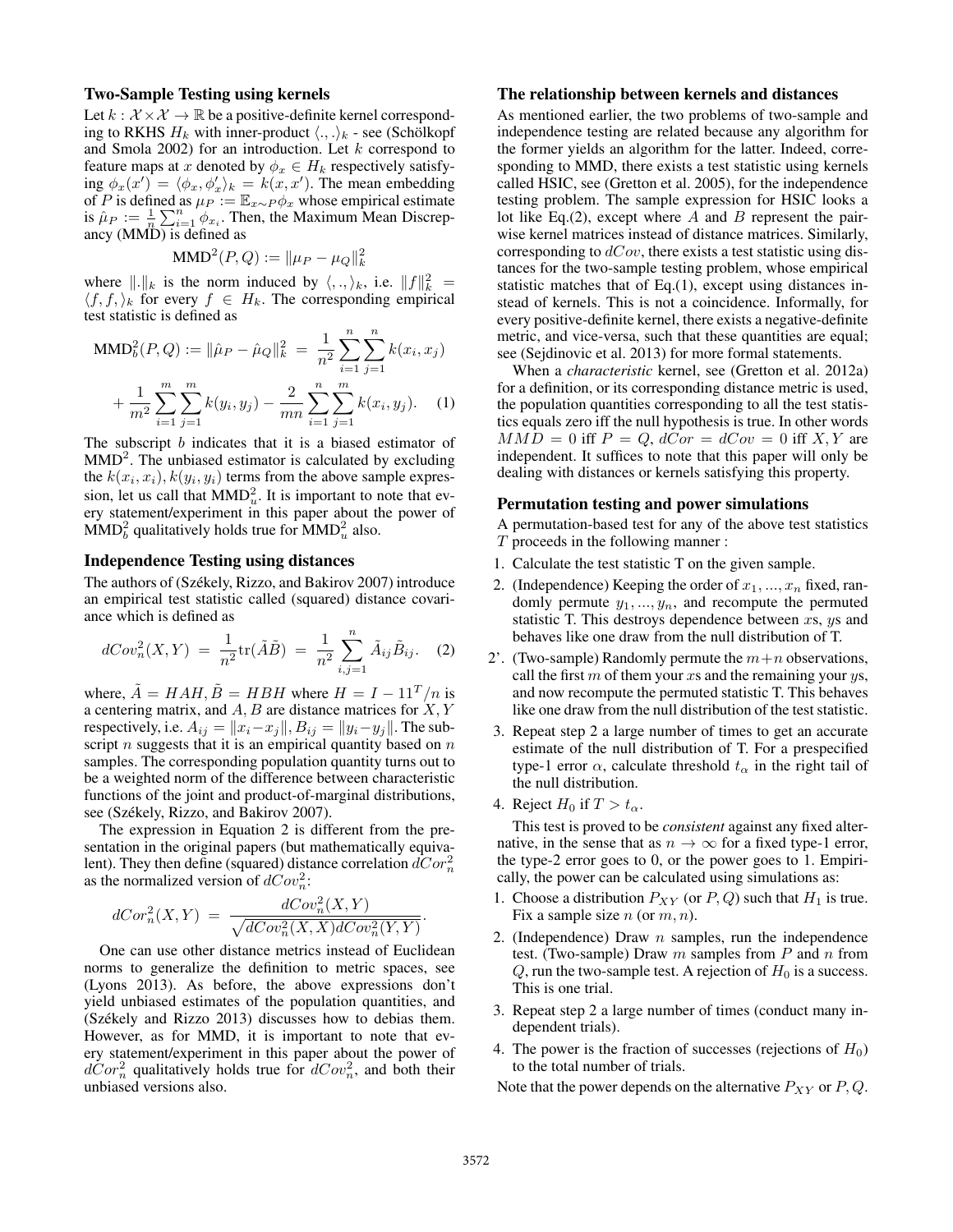### Two-Sample Testing using kernels

Let $k : \mathcal{X} \times \mathcal{X} \to \mathbb{R}$ be a positive-definite kernel corresponding to RKHS $H_k$ with inner-product $\langle ., . \rangle_k$ - see (Schölkopf and Smola 2002) for an introduction. Let $k$ correspond to feature maps at $x$ denoted by $\phi_x \in H_k$ respectively satisfying $\phi_x(x') = \langle \phi_x, \phi'_x \rangle_k = k(x, x')$. The mean embedding of $P$ is defined as $\mu_P := \mathbb{E}_{x \sim P} \phi_x$ whose empirical estimate is $\hat{\mu}_P := \frac{1}{n} \sum_{i=1}^n \phi_{x_i}$. Then, the Maximum Mean Discrepancy (MMD) is defined as

$$\text{MMD}^2(P, Q) := \|\mu_P - \mu_Q\|_k^2$$

where $\|.\|_k$ is the norm induced by $\langle ., . \rangle_k$, i.e. $\|f\|_k^2 = \langle f, f, \rangle_k$ for every $f \in H_k$. The corresponding empirical test statistic is defined as

$$\text{MMD}_b^2(P, Q) := \|\hat{\mu}_P - \hat{\mu}_Q\|_k^2 = \frac{1}{n^2} \sum_{i=1}^n \sum_{j=1}^n k(x_i, x_j) + \frac{1}{m^2} \sum_{i=1}^m \sum_{j=1}^m k(y_i, y_j) - \frac{2}{mn} \sum_{i=1}^n \sum_{j=1}^m k(x_i, y_j). \quad (1)$$

The subscript $b$ indicates that it is a biased estimator of $\text{MMD}^2$. The unbiased estimator is calculated by excluding the $k(x_i, x_i), k(y_i, y_i)$ terms from the above sample expression, let us call that $\text{MMD}_u^2$. It is important to note that every statement/experiment in this paper about the power of $\text{MMD}_b^2$ qualitatively holds true for $\text{MMD}_u^2$ also.

### Independence Testing using distances

The authors of (Székely, Rizzo, and Bakirov 2007) introduce an empirical test statistic called (squared) distance covariance which is defined as

$$dCov_n^2(X, Y) = \frac{1}{n^2} \text{tr}(\tilde{A}\tilde{B}) = \frac{1}{n^2} \sum_{i,j=1}^n \tilde{A}_{ij} \tilde{B}_{ij}. \quad (2)$$

where, $\tilde{A} = HAH, \tilde{B} = HBH$ where $H = I - 11^T/n$ is a centering matrix, and $A, B$ are distance matrices for $X, Y$ respectively, i.e. $A_{ij} = \|x_i - x_j\|, B_{ij} = \|y_i - y_j\|$. The subscript $n$ suggests that it is an empirical quantity based on $n$ samples. The corresponding population quantity turns out to be a weighted norm of the difference between characteristic functions of the joint and product-of-marginal distributions, see (Székely, Rizzo, and Bakirov 2007).

The expression in Equation 2 is different from the presentation in the original papers (but mathematically equivalent). They then define (squared) distance correlation $dCor_n^2$ as the normalized version of $dCov_n^2$:

$$dCor_n^2(X, Y) = \frac{dCov_n^2(X, Y)}{\sqrt{dCov_n^2(X, X) dCov_n^2(Y, Y)}}.$$

One can use other distance metrics instead of Euclidean norms to generalize the definition to metric spaces, see (Lyons 2013). As before, the above expressions don't yield unbiased estimates of the population quantities, and (Székely and Rizzo 2013) discusses how to debias them. However, as for MMD, it is important to note that every statement/experiment in this paper about the power of $dCor_n^2$ qualitatively holds true for $dCov_n^2$, and both their unbiased versions also.

### The relationship between kernels and distances

As mentioned earlier, the two problems of two-sample and independence testing are related because any algorithm for the former yields an algorithm for the latter. Indeed, corresponding to MMD, there exists a test statistic using kernels called HSIC, see (Gretton et al. 2005), for the independence testing problem. The sample expression for HSIC looks a lot like Eq.(2), except where $A$ and $B$ represent the pairwise kernel matrices instead of distance matrices. Similarly, corresponding to $dCov$, there exists a test statistic using distances for the two-sample testing problem, whose empirical statistic matches that of Eq.(1), except using distances instead of kernels. This is not a coincidence. Informally, for every positive-definite kernel, there exists a negative-definite metric, and vice-versa, such that these quantities are equal; see (Sejdinovic et al. 2013) for more formal statements.

When a *characteristic* kernel, see (Gretton et al. 2012a) for a definition, or its corresponding distance metric is used, the population quantities corresponding to all the test statistics equals zero iff the null hypothesis is true. In other words $MMD = 0$ iff $P = Q$, $dCor = dCov = 0$ iff $X, Y$ are independent. It suffices to note that this paper will only be dealing with distances or kernels satisfying this property.

### Permutation testing and power simulations

A permutation-based test for any of the above test statistics $T$ proceeds in the following manner :

1. Calculate the test statistic T on the given sample.
2. (Independence) Keeping the order of $x_1, ..., x_n$ fixed, randomly permute $y_1, ..., y_n$, and recompute the permuted statistic T. This destroys dependence between $x$s, $y$s and behaves like one draw from the null distribution of T.

2'. (Two-sample) Randomly permute the $m+n$ observations, call the first $m$ of them your $x$s and the remaining your $y$s, and now recompute the permuted statistic T. This behaves like one draw from the null distribution of the test statistic.

3. Repeat step 2 a large number of times to get an accurate estimate of the null distribution of T. For a prespecified type-1 error $\alpha$, calculate threshold $t_\alpha$ in the right tail of the null distribution.
4. Reject $H_0$ if $T > t_\alpha$.

This test is proved to be *consistent* against any fixed alternative, in the sense that as $n \to \infty$ for a fixed type-1 error, the type-2 error goes to 0, or the power goes to 1. Empirically, the power can be calculated using simulations as:

1. Choose a distribution $P_{XY}$ (or $P, Q$) such that $H_1$ is true. Fix a sample size $n$ (or $m, n$).
2. (Independence) Draw $n$ samples, run the independence test. (Two-sample) Draw $m$ samples from $P$ and $n$ from $Q$, run the two-sample test. A rejection of $H_0$ is a success. This is one trial.
3. Repeat step 2 a large number of times (conduct many independent trials).
4. The power is the fraction of successes (rejections of $H_0$) to the total number of trials.

Note that the power depends on the alternative $P_{XY}$ or $P, Q$.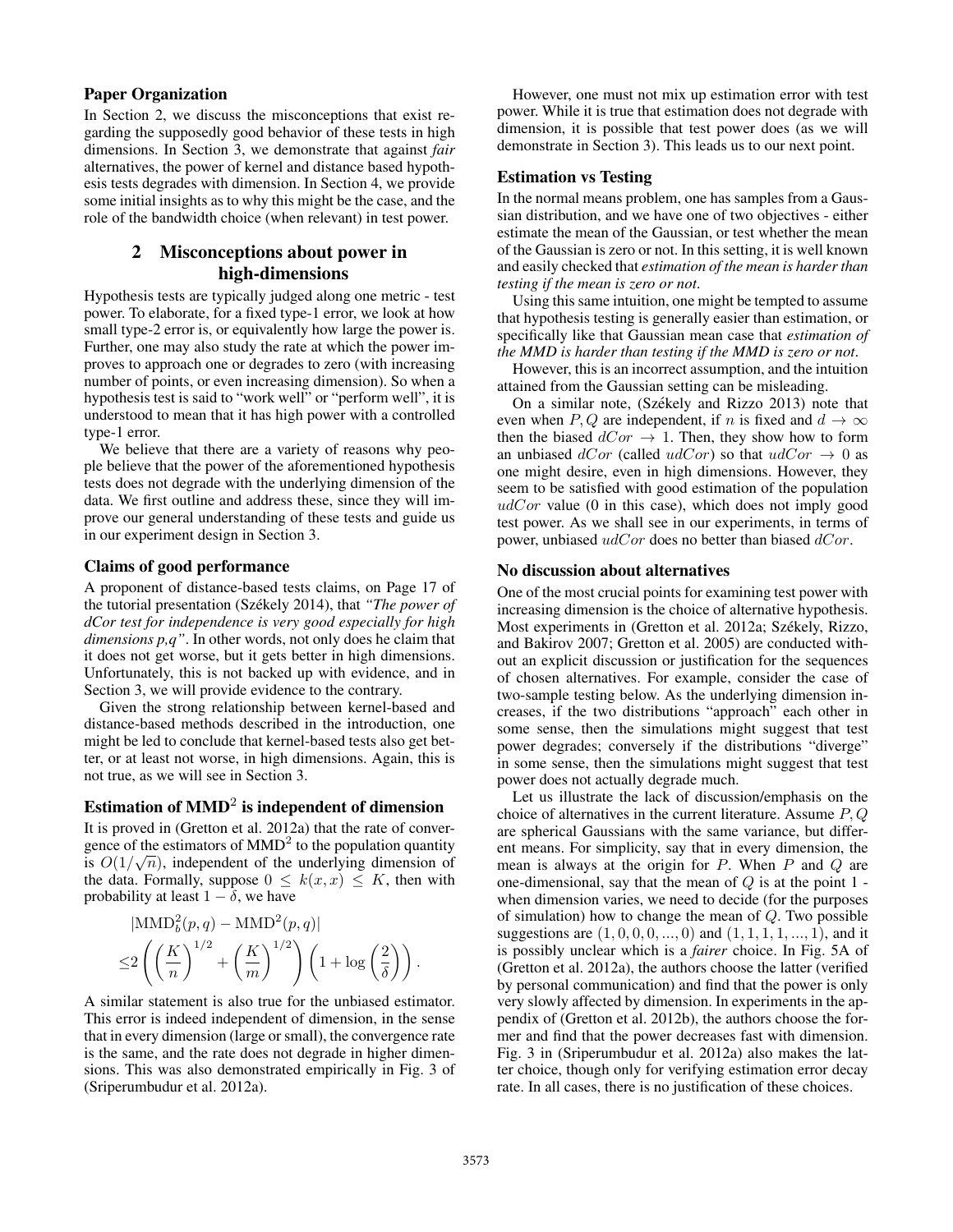### Paper Organization

In Section 2, we discuss the misconceptions that exist regarding the supposedly good behavior of these tests in high dimensions. In Section 3, we demonstrate that against *fair* alternatives, the power of kernel and distance based hypothesis tests degrades with dimension. In Section 4, we provide some initial insights as to why this might be the case, and the role of the bandwidth choice (when relevant) in test power.

## 2 Misconceptions about power in high-dimensions

Hypothesis tests are typically judged along one metric - test power. To elaborate, for a fixed type-1 error, we look at how small type-2 error is, or equivalently how large the power is. Further, one may also study the rate at which the power improves to approach one or degrades to zero (with increasing number of points, or even increasing dimension). So when a hypothesis test is said to "work well" or "perform well", it is understood to mean that it has high power with a controlled type-1 error.

We believe that there are a variety of reasons why people believe that the power of the aforementioned hypothesis tests does not degrade with the underlying dimension of the data. We first outline and address these, since they will improve our general understanding of these tests and guide us in our experiment design in Section 3.

### Claims of good performance

A proponent of distance-based tests claims, on Page 17 of the tutorial presentation (Székely 2014), that *"The power of dCor test for independence is very good especially for high dimensions p,q"*. In other words, not only does he claim that it does not get worse, but it gets better in high dimensions. Unfortunately, this is not backed up with evidence, and in Section 3, we will provide evidence to the contrary.

Given the strong relationship between kernel-based and distance-based methods described in the introduction, one might be led to conclude that kernel-based tests also get better, or at least not worse, in high dimensions. Again, this is not true, as we will see in Section 3.

### Estimation of MMD$^2$ is independent of dimension

It is proved in (Gretton et al. 2012a) that the rate of convergence of the estimators of MMD$^2$ to the population quantity is $O(1/\sqrt{n})$, independent of the underlying dimension of the data. Formally, suppose $0 \leq k(x,x) \leq K$, then with probability at least $1-\delta$, we have

$$|\mathrm{MMD}_b^2(p,q) - \mathrm{MMD}^2(p,q)| \leq 2\left(\left(\frac{K}{n}\right)^{1/2} + \left(\frac{K}{m}\right)^{1/2}\right)\left(1 + \log\left(\frac{2}{\delta}\right)\right).$$

A similar statement is also true for the unbiased estimator. This error is indeed independent of dimension, in the sense that in every dimension (large or small), the convergence rate is the same, and the rate does not degrade in higher dimensions. This was also demonstrated empirically in Fig. 3 of (Sriperumbudur et al. 2012a).

However, one must not mix up estimation error with test power. While it is true that estimation does not degrade with dimension, it is possible that test power does (as we will demonstrate in Section 3). This leads us to our next point.

### Estimation vs Testing

In the normal means problem, one has samples from a Gaussian distribution, and we have one of two objectives - either estimate the mean of the Gaussian, or test whether the mean of the Gaussian is zero or not. In this setting, it is well known and easily checked that *estimation of the mean is harder than testing if the mean is zero or not*.

Using this same intuition, one might be tempted to assume that hypothesis testing is generally easier than estimation, or specifically like that Gaussian mean case that *estimation of the MMD is harder than testing if the MMD is zero or not*.

However, this is an incorrect assumption, and the intuition attained from the Gaussian setting can be misleading.

On a similar note, (Székely and Rizzo 2013) note that even when $P, Q$ are independent, if $n$ is fixed and $d \to \infty$ then the biased $dCor \to 1$. Then, they show how to form an unbiased $dCor$ (called $udCor$) so that $udCor \to 0$ as one might desire, even in high dimensions. However, they seem to be satisfied with good estimation of the population $udCor$ value (0 in this case), which does not imply good test power. As we shall see in our experiments, in terms of power, unbiased $udCor$ does no better than biased $dCor$.

### No discussion about alternatives

One of the most crucial points for examining test power with increasing dimension is the choice of alternative hypothesis. Most experiments in (Gretton et al. 2012a; Székely, Rizzo, and Bakirov 2007; Gretton et al. 2005) are conducted without an explicit discussion or justification for the sequences of chosen alternatives. For example, consider the case of two-sample testing below. As the underlying dimension increases, if the two distributions "approach" each other in some sense, then the simulations might suggest that test power degrades; conversely if the distributions "diverge" in some sense, then the simulations might suggest that test power does not actually degrade much.

Let us illustrate the lack of discussion/emphasis on the choice of alternatives in the current literature. Assume $P, Q$ are spherical Gaussians with the same variance, but different means. For simplicity, say that in every dimension, the mean is always at the origin for $P$. When $P$ and $Q$ are one-dimensional, say that the mean of $Q$ is at the point 1 - when dimension varies, we need to decide (for the purposes of simulation) how to change the mean of $Q$. Two possible suggestions are $(1, 0, 0, 0, ..., 0)$ and $(1, 1, 1, 1, ..., 1)$, and it is possibly unclear which is a *fairer* choice. In Fig. 5A of (Gretton et al. 2012a), the authors choose the latter (verified by personal communication) and find that the power is only very slowly affected by dimension. In experiments in the appendix of (Gretton et al. 2012b), the authors choose the former and find that the power decreases fast with dimension. Fig. 3 in (Sriperumbudur et al. 2012a) also makes the latter choice, though only for verifying estimation error decay rate. In all cases, there is no justification of these choices.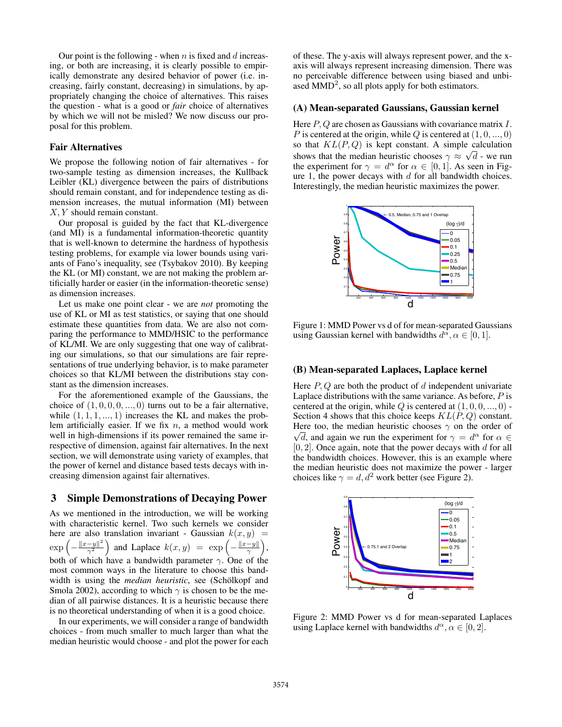Our point is the following - when $n$ is fixed and $d$ increasing, or both are increasing, it is clearly possible to empirically demonstrate any desired behavior of power (i.e. increasing, fairly constant, decreasing) in simulations, by appropriately changing the choice of alternatives. This raises the question - what is a good or *fair* choice of alternatives by which we will not be misled? We now discuss our proposal for this problem.

### Fair Alternatives

We propose the following notion of fair alternatives - for two-sample testing as dimension increases, the Kullback Leibler (KL) divergence between the pairs of distributions should remain constant, and for independence testing as dimension increases, the mutual information (MI) between $X, Y$ should remain constant.

Our proposal is guided by the fact that KL-divergence (and MI) is a fundamental information-theoretic quantity that is well-known to determine the hardness of hypothesis testing problems, for example via lower bounds using variants of Fano's inequality, see (Tsybakov 2010). By keeping the KL (or MI) constant, we are not making the problem artificially harder or easier (in the information-theoretic sense) as dimension increases.

Let us make one point clear - we are *not* promoting the use of KL or MI as test statistics, or saying that one should estimate these quantities from data. We are also not comparing the performance to MMD/HSIC to the performance of KL/MI. We are only suggesting that one way of calibrating our simulations, so that our simulations are fair representations of true underlying behavior, is to make parameter choices so that KL/MI between the distributions stay constant as the dimension increases.

For the aforementioned example of the Gaussians, the choice of $(1, 0, 0, 0, ..., 0)$ turns out to be a fair alternative, while $(1, 1, 1, ..., 1)$ increases the KL and makes the problem artificially easier. If we fix $n$, a method would work well in high-dimensions if its power remained the same irrespective of dimension, against fair alternatives. In the next section, we will demonstrate using variety of examples, that the power of kernel and distance based tests decays with increasing dimension against fair alternatives.

## 3 Simple Demonstrations of Decaying Power

As we mentioned in the introduction, we will be working with characteristic kernel. Two such kernels we consider here are also translation invariant - Gaussian $k(x, y) = \exp\left(-\frac{\|x-y\|^2}{\gamma^2}\right)$ and Laplace $k(x, y) = \exp\left(-\frac{\|x-y\|}{\gamma}\right)$, both of which have a bandwidth parameter $\gamma$. One of the most common ways in the literature to choose this bandwidth is using the *median heuristic*, see (Schölkopf and Smola 2002), according to which $\gamma$ is chosen to be the median of all pairwise distances. It is a heuristic because there is no theoretical understanding of when it is a good choice.

In our experiments, we will consider a range of bandwidth choices - from much smaller to much larger than what the median heuristic would choose - and plot the power for each of these. The y-axis will always represent power, and the x-axis will always represent increasing dimension. There was no perceivable difference between using biased and unbiased MMD$^2$, so all plots apply for both estimators.

### (A) Mean-separated Gaussians, Gaussian kernel

Here $P, Q$ are chosen as Gaussians with covariance matrix $I$. $P$ is centered at the origin, while $Q$ is centered at $(1, 0, ..., 0)$ so that $KL(P, Q)$ is kept constant. A simple calculation shows that the median heuristic chooses $\gamma \approx \sqrt{d}$ - we run the experiment for $\gamma = d^\alpha$ for $\alpha \in [0, 1]$. As seen in Figure 1, the power decays with $d$ for all bandwidth choices. Interestingly, the median heuristic maximizes the power.

Figure 1: MMD Power vs d of for mean-separated Gaussians using Gaussian kernel with bandwidths $d^\alpha, \alpha \in [0, 1]$.

### (B) Mean-separated Laplaces, Laplace kernel

Here $P, Q$ are both the product of $d$ independent univariate Laplace distributions with the same variance. As before, $P$ is centered at the origin, while $Q$ is centered at $(1, 0, 0, ..., 0)$ - Section 4 shows that this choice keeps $KL(P, Q)$ constant. Here too, the median heuristic chooses $\gamma$ on the order of $\sqrt{d}$, and again we run the experiment for $\gamma = d^\alpha$ for $\alpha \in [0, 2]$. Once again, note that the power decays with $d$ for all the bandwidth choices. However, this is an example where the median heuristic does not maximize the power - larger choices like $\gamma = d, d^2$ work better (see Figure 2).

Figure 2: MMD Power vs d for mean-separated Laplaces using Laplace kernel with bandwidths $d^\alpha, \alpha \in [0, 2]$.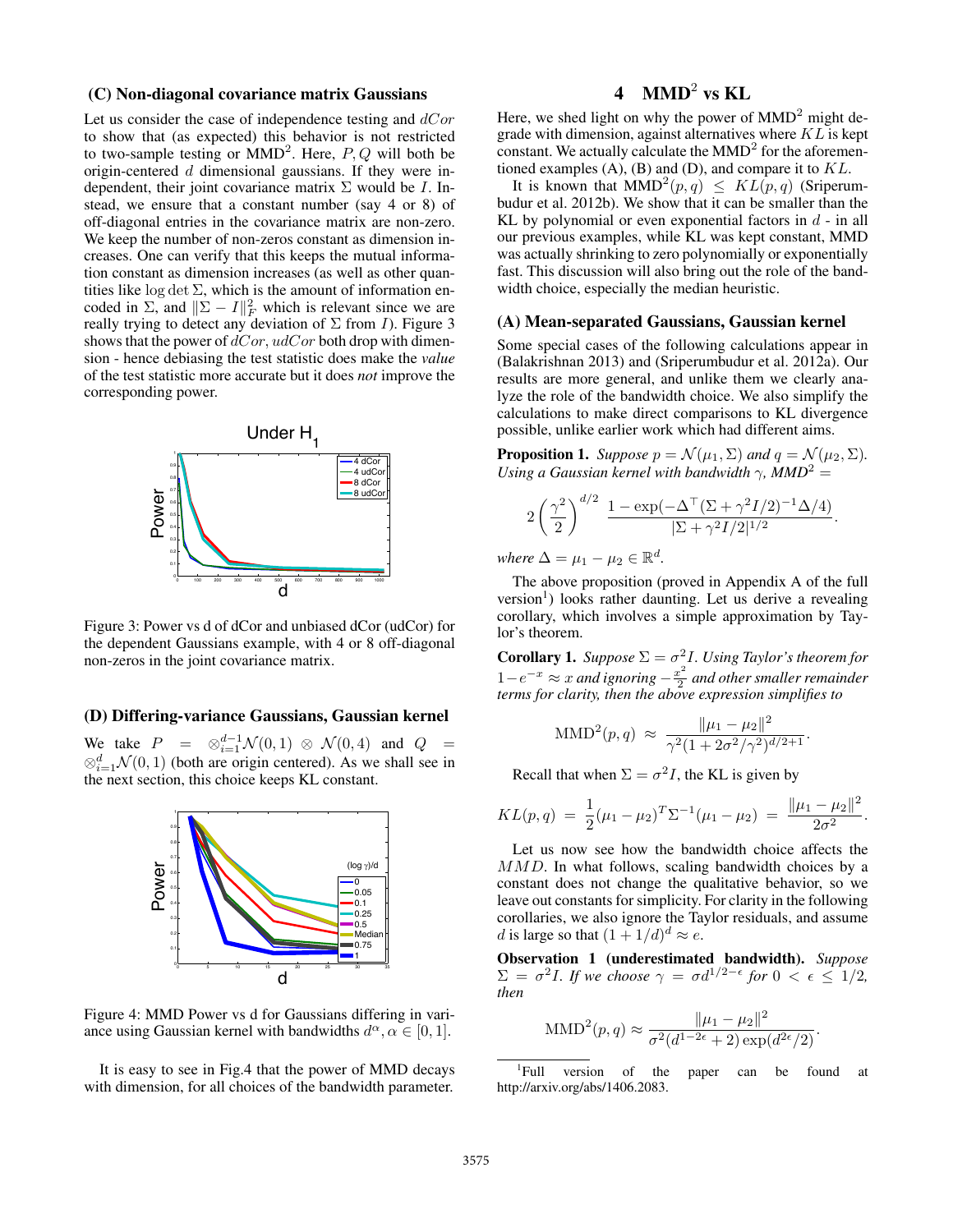### (C) Non-diagonal covariance matrix Gaussians

Let us consider the case of independence testing and $dCor$ to show that (as expected) this behavior is not restricted to two-sample testing or MMD$^2$. Here, $P, Q$ will both be origin-centered $d$ dimensional gaussians. If they were independent, their joint covariance matrix $\Sigma$ would be $I$. Instead, we ensure that a constant number (say 4 or 8) of off-diagonal entries in the covariance matrix are non-zero. We keep the number of non-zeros constant as dimension increases. One can verify that this keeps the mutual information constant as dimension increases (as well as other quantities like $\log\det\Sigma$, which is the amount of information encoded in $\Sigma$, and $\|\Sigma - I\|_F^2$ which is relevant since we are really trying to detect any deviation of $\Sigma$ from $I$). Figure 3 shows that the power of $dCor$, $udCor$ both drop with dimension - hence debiasing the test statistic does make the *value* of the test statistic more accurate but it does *not* improve the corresponding power.

Figure 3: Power vs d of dCor and unbiased dCor (udCor) for the dependent Gaussians example, with 4 or 8 off-diagonal non-zeros in the joint covariance matrix.

### (D) Differing-variance Gaussians, Gaussian kernel

We take $P = \otimes_{i=1}^{d-1}\mathcal{N}(0,1) \otimes \mathcal{N}(0,4)$ and $Q = \otimes_{i=1}^{d}\mathcal{N}(0,1)$ (both are origin centered). As we shall see in the next section, this choice keeps KL constant.

Figure 4: MMD Power vs d for Gaussians differing in variance using Gaussian kernel with bandwidths $d^\alpha, \alpha \in [0,1]$.

It is easy to see in Fig.4 that the power of MMD decays with dimension, for all choices of the bandwidth parameter.

## 4 MMD$^2$ vs KL

Here, we shed light on why the power of MMD$^2$ might degrade with dimension, against alternatives where $KL$ is kept constant. We actually calculate the MMD$^2$ for the aforementioned examples (A), (B) and (D), and compare it to $KL$.

It is known that $\mathrm{MMD}^2(p,q) \le KL(p,q)$ (Sriperumbudur et al. 2012b). We show that it can be smaller than the KL by polynomial or even exponential factors in $d$ - in all our previous examples, while KL was kept constant, MMD was actually shrinking to zero polynomially or exponentially fast. This discussion will also bring out the role of the bandwidth choice, especially the median heuristic.

### (A) Mean-separated Gaussians, Gaussian kernel

Some special cases of the following calculations appear in (Balakrishnan 2013) and (Sriperumbudur et al. 2012a). Our results are more general, and unlike them we clearly analyze the role of the bandwidth choice. We also simplify the calculations to make direct comparisons to KL divergence possible, unlike earlier work which had different aims.

**Proposition 1.** *Suppose $p = \mathcal{N}(\mu_1, \Sigma)$ and $q = \mathcal{N}(\mu_2, \Sigma)$. Using a Gaussian kernel with bandwidth $\gamma$, MMD$^2$ =*

$$2\left(\frac{\gamma^2}{2}\right)^{d/2} \frac{1 - \exp(-\Delta^\top(\Sigma + \gamma^2 I/2)^{-1}\Delta/4)}{|\Sigma + \gamma^2 I/2|^{1/2}}.$$

*where $\Delta = \mu_1 - \mu_2 \in \mathbb{R}^d$.*

The above proposition (proved in Appendix A of the full version[1]) looks rather daunting. Let us derive a revealing corollary, which involves a simple approximation by Taylor's theorem.

**Corollary 1.** *Suppose $\Sigma = \sigma^2 I$. Using Taylor's theorem for $1 - e^{-x} \approx x$ and ignoring $-\frac{x^2}{2}$ and other smaller remainder terms for clarity, then the above expression simplifies to*

$$\mathrm{MMD}^2(p,q) \approx \frac{\|\mu_1 - \mu_2\|^2}{\gamma^2(1 + 2\sigma^2/\gamma^2)^{d/2+1}}.$$

Recall that when $\Sigma = \sigma^2 I$, the KL is given by

$$KL(p,q) = \frac{1}{2}(\mu_1 - \mu_2)^T\Sigma^{-1}(\mu_1 - \mu_2) = \frac{\|\mu_1 - \mu_2\|^2}{2\sigma^2}.$$

Let us now see how the bandwidth choice affects the $MMD$. In what follows, scaling bandwidth choices by a constant does not change the qualitative behavior, so we leave out constants for simplicity. For clarity in the following corollaries, we also ignore the Taylor residuals, and assume $d$ is large so that $(1 + 1/d)^d \approx e$.

**Observation 1 (underestimated bandwidth).** *Suppose $\Sigma = \sigma^2 I$. If we choose $\gamma = \sigma d^{1/2-\epsilon}$ for $0 < \epsilon \le 1/2$, then*

$$\mathrm{MMD}^2(p,q) \approx \frac{\|\mu_1 - \mu_2\|^2}{\sigma^2(d^{1-2\epsilon} + 2)\exp(d^{2\epsilon}/2)}.$$

[1] Full version of the paper can be found at http://arxiv.org/abs/1406.2083.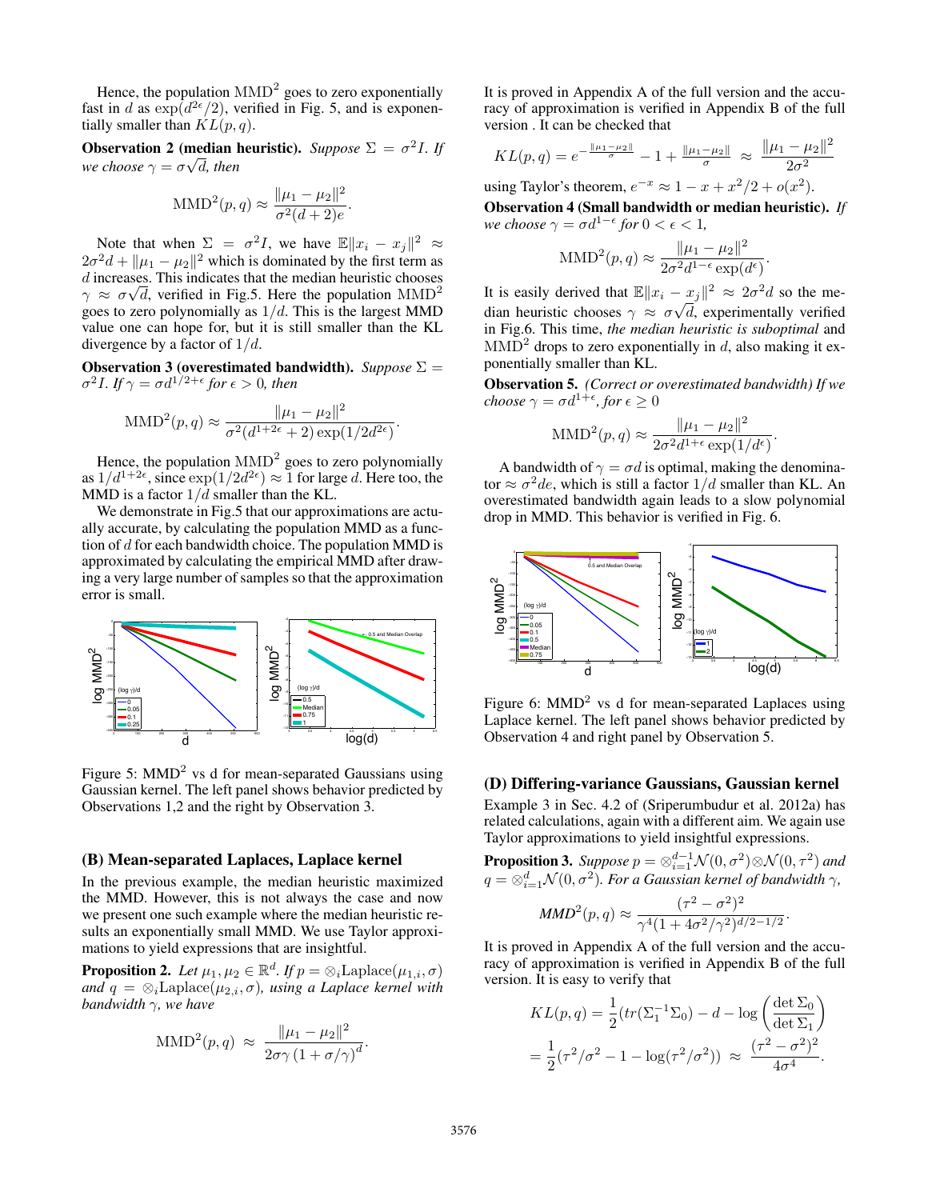Hence, the population $\text{MMD}^2$ goes to zero exponentially fast in $d$ as $\exp(d^{2\epsilon}/2)$, verified in Fig. 5, and is exponentially smaller than $KL(p,q)$.

**Observation 2 (median heuristic).** *Suppose $\Sigma = \sigma^2 I$. If we choose $\gamma = \sigma\sqrt{d}$, then*

$$\text{MMD}^2(p,q) \approx \frac{\|\mu_1 - \mu_2\|^2}{\sigma^2(d+2)e}.$$

Note that when $\Sigma = \sigma^2 I$, we have $\mathbb{E}\|x_i - x_j\|^2 \approx 2\sigma^2 d + \|\mu_1 - \mu_2\|^2$ which is dominated by the first term as $d$ increases. This indicates that the median heuristic chooses $\gamma \approx \sigma\sqrt{d}$, verified in Fig.5. Here the population $\text{MMD}^2$ goes to zero polynomially as $1/d$. This is the largest MMD value one can hope for, but it is still smaller than the KL divergence by a factor of $1/d$.

**Observation 3 (overestimated bandwidth).** *Suppose $\Sigma = \sigma^2 I$. If $\gamma = \sigma d^{1/2+\epsilon}$ for $\epsilon > 0$, then*

$$\text{MMD}^2(p,q) \approx \frac{\|\mu_1 - \mu_2\|^2}{\sigma^2(d^{1+2\epsilon}+2)\exp(1/2d^{2\epsilon})}.$$

Hence, the population $\text{MMD}^2$ goes to zero polynomially as $1/d^{1+2\epsilon}$, since $\exp(1/2d^{2\epsilon}) \approx 1$ for large $d$. Here too, the MMD is a factor $1/d$ smaller than the KL.

We demonstrate in Fig.5 that our approximations are actually accurate, by calculating the population MMD as a function of $d$ for each bandwidth choice. The population MMD is approximated by calculating the empirical MMD after drawing a very large number of samples so that the approximation error is small.

Figure 5: $\text{MMD}^2$ vs d for mean-separated Gaussians using Gaussian kernel. The left panel shows behavior predicted by Observations 1,2 and the right by Observation 3.

### (B) Mean-separated Laplaces, Laplace kernel

In the previous example, the median heuristic maximized the MMD. However, this is not always the case and now we present one such example where the median heuristic results an exponentially small MMD. We use Taylor approximations to yield expressions that are insightful.

**Proposition 2.** *Let $\mu_1, \mu_2 \in \mathbb{R}^d$. If $p = \otimes_i \text{Laplace}(\mu_{1,i}, \sigma)$ and $q = \otimes_i \text{Laplace}(\mu_{2,i}, \sigma)$, using a Laplace kernel with bandwidth $\gamma$, we have*

$$\text{MMD}^2(p,q) \approx \frac{\|\mu_1 - \mu_2\|^2}{2\sigma\gamma\left(1+\sigma/\gamma\right)^d}.$$

It is proved in Appendix A of the full version and the accuracy of approximation is verified in Appendix B of the full version . It can be checked that

$$KL(p,q) = e^{-\frac{\|\mu_1-\mu_2\|}{\sigma}} - 1 + \frac{\|\mu_1-\mu_2\|}{\sigma} \approx \frac{\|\mu_1-\mu_2\|^2}{2\sigma^2}$$

using Taylor's theorem, $e^{-x} \approx 1 - x + x^2/2 + o(x^2)$.

**Observation 4 (Small bandwidth or median heuristic).** *If we choose $\gamma = \sigma d^{1-\epsilon}$ for $0 < \epsilon < 1$,*

$$\text{MMD}^2(p,q) \approx \frac{\|\mu_1 - \mu_2\|^2}{2\sigma^2 d^{1-\epsilon}\exp(d^\epsilon)}.$$

It is easily derived that $\mathbb{E}\|x_i - x_j\|^2 \approx 2\sigma^2 d$ so the median heuristic chooses $\gamma \approx \sigma\sqrt{d}$, experimentally verified in Fig.6. This time, *the median heuristic is suboptimal* and $\text{MMD}^2$ drops to zero exponentially in $d$, also making it exponentially smaller than KL.

**Observation 5.** *(Correct or overestimated bandwidth) If we choose $\gamma = \sigma d^{1+\epsilon}$, for $\epsilon \geq 0$*

$$\text{MMD}^2(p,q) \approx \frac{\|\mu_1 - \mu_2\|^2}{2\sigma^2 d^{1+\epsilon}\exp(1/d^\epsilon)}.$$

A bandwidth of $\gamma = \sigma d$ is optimal, making the denominator $\approx \sigma^2 de$, which is still a factor $1/d$ smaller than KL. An overestimated bandwidth again leads to a slow polynomial drop in MMD. This behavior is verified in Fig. 6.

Figure 6: $\text{MMD}^2$ vs d for mean-separated Laplaces using Laplace kernel. The left panel shows behavior predicted by Observation 4 and right panel by Observation 5.

### (D) Differing-variance Gaussians, Gaussian kernel

Example 3 in Sec. 4.2 of (Sriperumbudur et al. 2012a) has related calculations, again with a different aim. We again use Taylor approximations to yield insightful expressions.

**Proposition 3.** *Suppose $p = \otimes_{i=1}^{d-1}\mathcal{N}(0,\sigma^2)\otimes\mathcal{N}(0,\tau^2)$ and $q = \otimes_{i=1}^{d}\mathcal{N}(0,\sigma^2)$. For a Gaussian kernel of bandwidth $\gamma$,*

$$MMD^2(p,q) \approx \frac{(\tau^2-\sigma^2)^2}{\gamma^4(1+4\sigma^2/\gamma^2)^{d/2-1/2}}.$$

It is proved in Appendix A of the full version and the accuracy of approximation is verified in Appendix B of the full version. It is easy to verify that

$$KL(p,q) = \frac{1}{2}(tr(\Sigma_1^{-1}\Sigma_0) - d - \log\left(\frac{\det\Sigma_0}{\det\Sigma_1}\right)$$
$$= \frac{1}{2}(\tau^2/\sigma^2 - 1 - \log(\tau^2/\sigma^2)) \approx \frac{(\tau^2-\sigma^2)^2}{4\sigma^4}.$$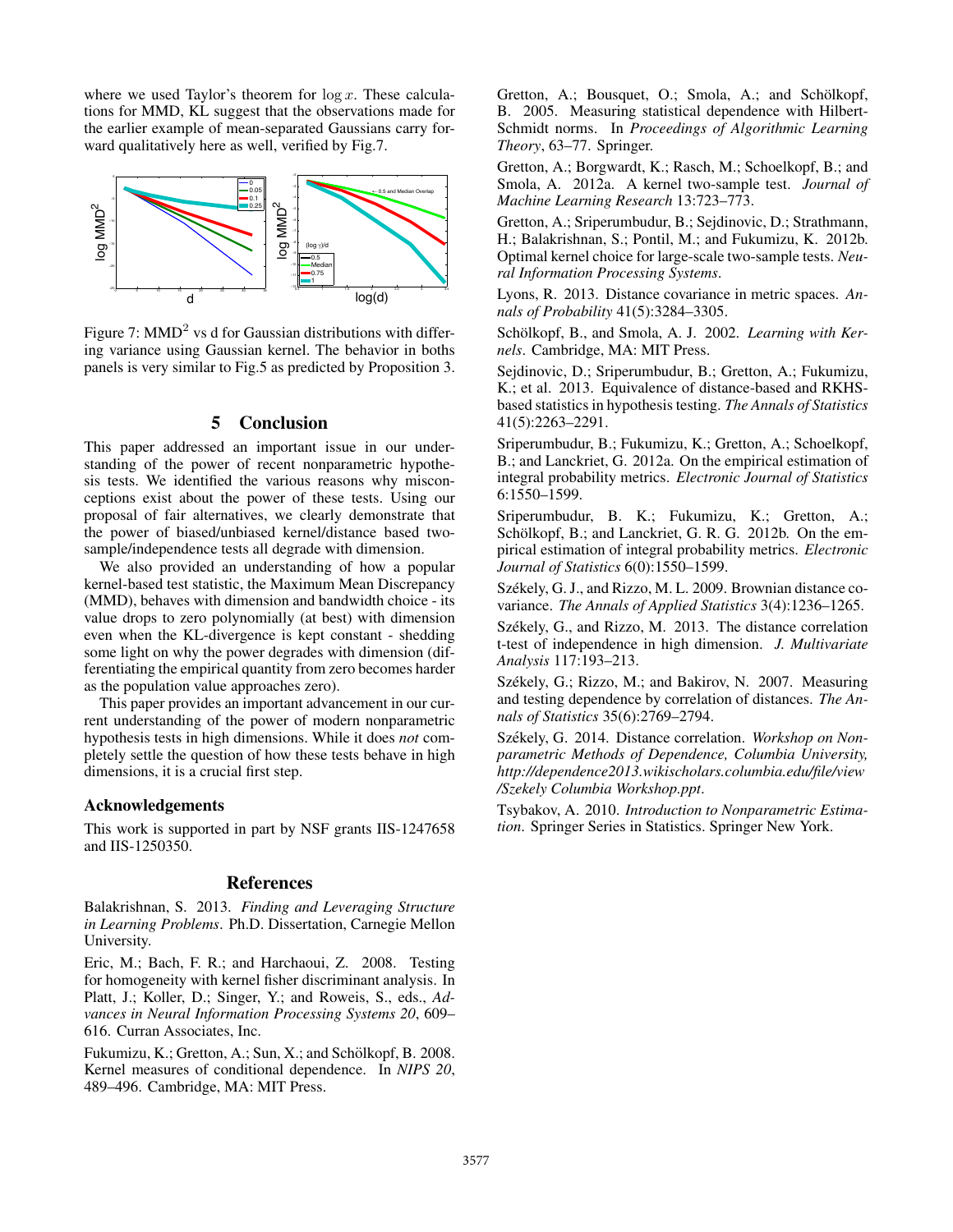where we used Taylor's theorem for $\log x$. These calculations for MMD, KL suggest that the observations made for the earlier example of mean-separated Gaussians carry forward qualitatively here as well, verified by Fig.7.

log MMD$^2$

d

0
0.05
0.1
0.25

log MMD$^2$

log(d)

0.5 and Median Overlap

(log γ)/d
0.5
Median
0.75
1

Figure 7: MMD$^2$ vs d for Gaussian distributions with differing variance using Gaussian kernel. The behavior in boths panels is very similar to Fig.5 as predicted by Proposition 3.

## 5 Conclusion

This paper addressed an important issue in our understanding of the power of recent nonparametric hypothesis tests. We identified the various reasons why misconceptions exist about the power of these tests. Using our proposal of fair alternatives, we clearly demonstrate that the power of biased/unbiased kernel/distance based two-sample/independence tests all degrade with dimension.

We also provided an understanding of how a popular kernel-based test statistic, the Maximum Mean Discrepancy (MMD), behaves with dimension and bandwidth choice - its value drops to zero polynomially (at best) with dimension even when the KL-divergence is kept constant - shedding some light on why the power degrades with dimension (differentiating the empirical quantity from zero becomes harder as the population value approaches zero).

This paper provides an important advancement in our current understanding of the power of modern nonparametric hypothesis tests in high dimensions. While it does *not* completely settle the question of how these tests behave in high dimensions, it is a crucial first step.

### Acknowledgements

This work is supported in part by NSF grants IIS-1247658 and IIS-1250350.

## References

Balakrishnan, S. 2013. *Finding and Leveraging Structure in Learning Problems*. Ph.D. Dissertation, Carnegie Mellon University.

Eric, M.; Bach, F. R.; and Harchaoui, Z. 2008. Testing for homogeneity with kernel fisher discriminant analysis. In Platt, J.; Koller, D.; Singer, Y.; and Roweis, S., eds., *Advances in Neural Information Processing Systems 20*, 609–616. Curran Associates, Inc.

Fukumizu, K.; Gretton, A.; Sun, X.; and Schölkopf, B. 2008. Kernel measures of conditional dependence. In *NIPS 20*, 489–496. Cambridge, MA: MIT Press.

Gretton, A.; Bousquet, O.; Smola, A.; and Schölkopf, B. 2005. Measuring statistical dependence with Hilbert-Schmidt norms. In *Proceedings of Algorithmic Learning Theory*, 63–77. Springer.

Gretton, A.; Borgwardt, K.; Rasch, M.; Schoelkopf, B.; and Smola, A. 2012a. A kernel two-sample test. *Journal of Machine Learning Research* 13:723–773.

Gretton, A.; Sriperumbudur, B.; Sejdinovic, D.; Strathmann, H.; Balakrishnan, S.; Pontil, M.; and Fukumizu, K. 2012b. Optimal kernel choice for large-scale two-sample tests. *Neural Information Processing Systems*.

Lyons, R. 2013. Distance covariance in metric spaces. *Annals of Probability* 41(5):3284–3305.

Schölkopf, B., and Smola, A. J. 2002. *Learning with Kernels*. Cambridge, MA: MIT Press.

Sejdinovic, D.; Sriperumbudur, B.; Gretton, A.; Fukumizu, K.; et al. 2013. Equivalence of distance-based and RKHS-based statistics in hypothesis testing. *The Annals of Statistics* 41(5):2263–2291.

Sriperumbudur, B.; Fukumizu, K.; Gretton, A.; Schoelkopf, B.; and Lanckriet, G. 2012a. On the empirical estimation of integral probability metrics. *Electronic Journal of Statistics* 6:1550–1599.

Sriperumbudur, B. K.; Fukumizu, K.; Gretton, A.; Schölkopf, B.; and Lanckriet, G. R. G. 2012b. On the empirical estimation of integral probability metrics. *Electronic Journal of Statistics* 6(0):1550–1599.

Székely, G. J., and Rizzo, M. L. 2009. Brownian distance covariance. *The Annals of Applied Statistics* 3(4):1236–1265.

Székely, G., and Rizzo, M. 2013. The distance correlation t-test of independence in high dimension. *J. Multivariate Analysis* 117:193–213.

Székely, G.; Rizzo, M.; and Bakirov, N. 2007. Measuring and testing dependence by correlation of distances. *The Annals of Statistics* 35(6):2769–2794.

Székely, G. 2014. Distance correlation. *Workshop on Nonparametric Methods of Dependence, Columbia University, http://dependence2013.wikischolars.columbia.edu/file/view /Szekely Columbia Workshop.ppt*.

Tsybakov, A. 2010. *Introduction to Nonparametric Estimation*. Springer Series in Statistics. Springer New York.